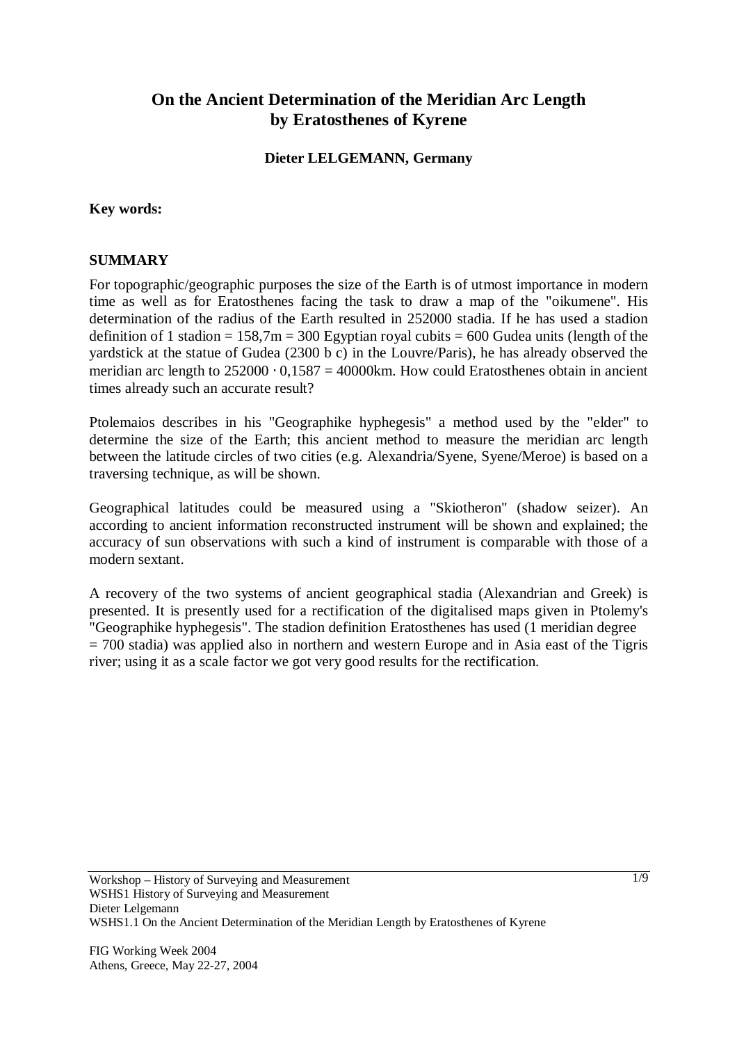# On the Ancient Determination of the Meridian Arc Length by Eratosthenes of Kyrene

**Dieter LELGEMANN, Germany**

**Key words:**

## SUMMARY

For topographic/geographic purposes the size of the Earth is of utmost importance in modern time as well as for Eratosthenes facing the task to draw a map of the "oikumene". His determination of the radius of the Earth resulted in 252000 stadia. If he has used a stadion definition of 1 stadion = 158,7m = 300 Egyptian royal cubits = 600 Gudea units (length of the yardstick at the statue of Gudea (2300 b c) in the Louvre/Paris), he has already observed the meridian arc length to $252000 \cdot 0{,}1587 = 40000$km. How could Eratosthenes obtain in ancient times already such an accurate result?

Ptolemaios describes in his "Geographike hyphegesis" a method used by the "elder" to determine the size of the Earth; this ancient method to measure the meridian arc length between the latitude circles of two cities (e.g. Alexandria/Syene, Syene/Meroe) is based on a traversing technique, as will be shown.

Geographical latitudes could be measured using a "Skiotheron" (shadow seizer). An according to ancient information reconstructed instrument will be shown and explained; the accuracy of sun observations with such a kind of instrument is comparable with those of a modern sextant.

A recovery of the two systems of ancient geographical stadia (Alexandrian and Greek) is presented. It is presently used for a rectification of the digitalised maps given in Ptolemy's "Geographike hyphegesis". The stadion definition Eratosthenes has used (1 meridian degree = 700 stadia) was applied also in northern and western Europe and in Asia east of the Tigris river; using it as a scale factor we got very good results for the rectification.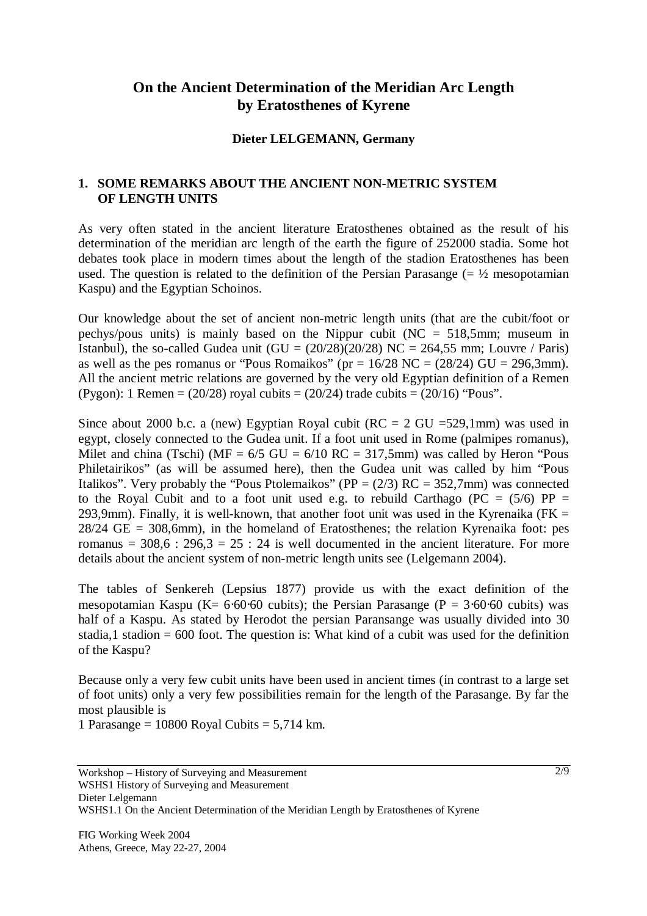# On the Ancient Determination of the Meridian Arc Length by Eratosthenes of Kyrene

**Dieter LELGEMANN, Germany**

## 1. SOME REMARKS ABOUT THE ANCIENT NON-METRIC SYSTEM OF LENGTH UNITS

As very often stated in the ancient literature Eratosthenes obtained as the result of his determination of the meridian arc length of the earth the figure of 252000 stadia. Some hot debates took place in modern times about the length of the stadion Eratosthenes has been used. The question is related to the definition of the Persian Parasange (= ½ mesopotamian Kaspu) and the Egyptian Schoinos.

Our knowledge about the set of ancient non-metric length units (that are the cubit/foot or pechys/pous units) is mainly based on the Nippur cubit (NC = 518,5mm; museum in Istanbul), the so-called Gudea unit (GU = (20/28)(20/28) NC = 264,55 mm; Louvre / Paris) as well as the pes romanus or "Pous Romaikos" (pr = 16/28 NC = (28/24) GU = 296,3mm). All the ancient metric relations are governed by the very old Egyptian definition of a Remen (Pygon): 1 Remen = (20/28) royal cubits = (20/24) trade cubits = (20/16) "Pous".

Since about 2000 b.c. a (new) Egyptian Royal cubit (RC = 2 GU =529,1mm) was used in egypt, closely connected to the Gudea unit. If a foot unit used in Rome (palmipes romanus), Milet and china (Tschi) (MF = 6/5 GU = 6/10 RC = 317,5mm) was called by Heron "Pous Philetairikos" (as will be assumed here), then the Gudea unit was called by him "Pous Italikos". Very probably the "Pous Ptolemaikos" (PP = (2/3) RC = 352,7mm) was connected to the Royal Cubit and to a foot unit used e.g. to rebuild Carthago (PC = (5/6) PP = 293,9mm). Finally, it is well-known, that another foot unit was used in the Kyrenaika (FK = 28/24 GE = 308,6mm), in the homeland of Eratosthenes; the relation Kyrenaika foot: pes romanus = 308,6 : 296,3 = 25 : 24 is well documented in the ancient literature. For more details about the ancient system of non-metric length units see (Lelgemann 2004).

The tables of Senkereh (Lepsius 1877) provide us with the exact definition of the mesopotamian Kaspu (K= 6·60·60 cubits); the Persian Parasange (P = 3·60·60 cubits) was half of a Kaspu. As stated by Herodot the persian Paransange was usually divided into 30 stadia,1 stadion = 600 foot. The question is: What kind of a cubit was used for the definition of the Kaspu?

Because only a very few cubit units have been used in ancient times (in contrast to a large set of foot units) only a very few possibilities remain for the length of the Parasange. By far the most plausible is
1 Parasange = 10800 Royal Cubits = 5,714 km.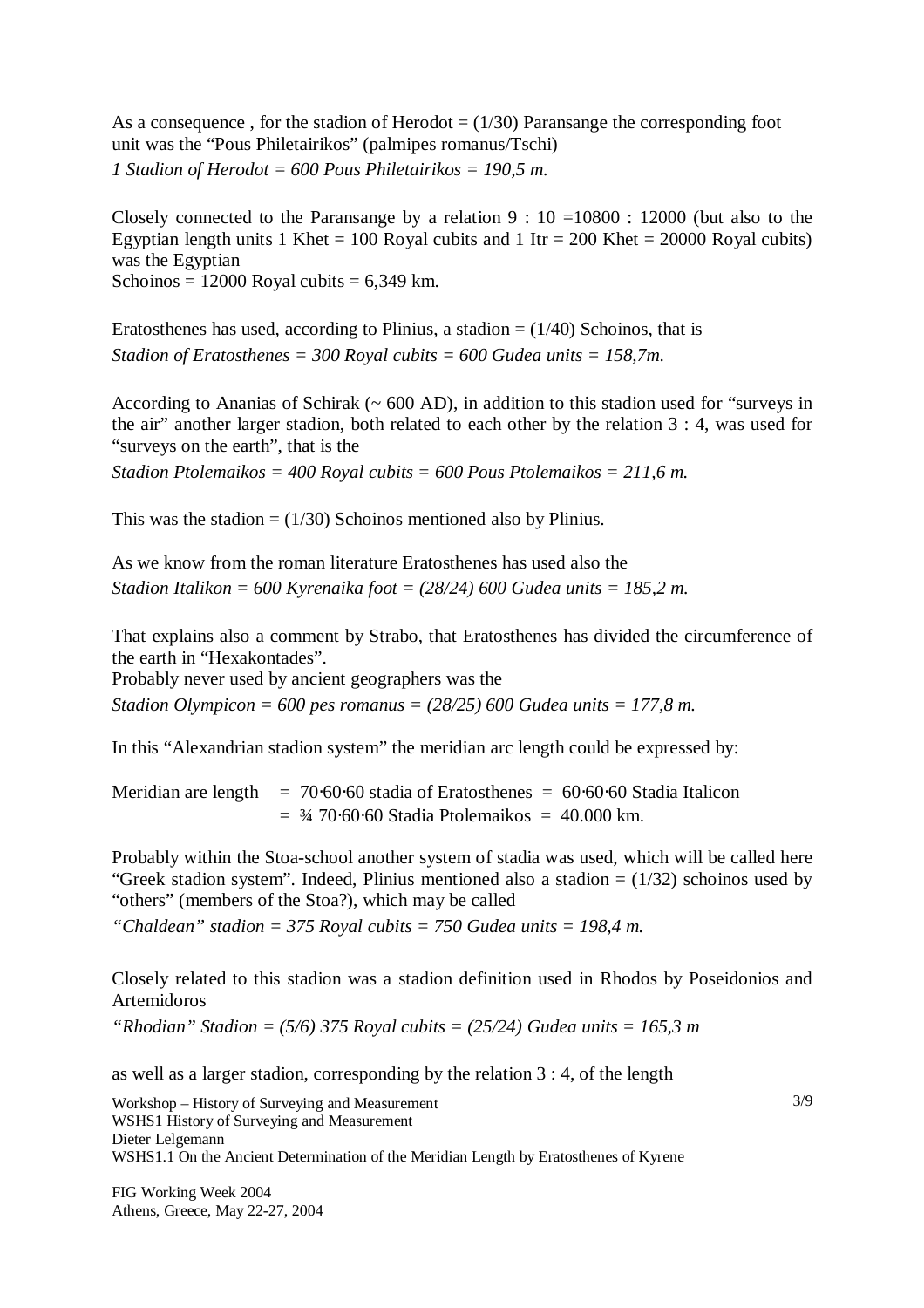As a consequence , for the stadion of Herodot = (1/30) Paransange the corresponding foot unit was the "Pous Philetairikos" (palmipes romanus/Tschi)

*1 Stadion of Herodot = 600 Pous Philetairikos = 190,5 m.*

Closely connected to the Paransange by a relation 9 : 10 =10800 : 12000 (but also to the Egyptian length units 1 Khet = 100 Royal cubits and 1 Itr = 200 Khet = 20000 Royal cubits) was the Egyptian

Schoinos = 12000 Royal cubits = 6,349 km.

Eratosthenes has used, according to Plinius, a stadion = (1/40) Schoinos, that is

*Stadion of Eratosthenes = 300 Royal cubits = 600 Gudea units = 158,7m.*

According to Ananias of Schirak (~ 600 AD), in addition to this stadion used for "surveys in the air" another larger stadion, both related to each other by the relation 3 : 4, was used for "surveys on the earth", that is the

*Stadion Ptolemaikos = 400 Royal cubits = 600 Pous Ptolemaikos = 211,6 m.*

This was the stadion = (1/30) Schoinos mentioned also by Plinius.

As we know from the roman literature Eratosthenes has used also the

*Stadion Italikon = 600 Kyrenaika foot = (28/24) 600 Gudea units = 185,2 m.*

That explains also a comment by Strabo, that Eratosthenes has divided the circumference of the earth in "Hexakontades".

Probably never used by ancient geographers was the

*Stadion Olympicon = 600 pes romanus = (28/25) 600 Gudea units = 177,8 m.*

In this "Alexandrian stadion system" the meridian arc length could be expressed by:

Meridian are length = 70·60·60 stadia of Eratosthenes = 60·60·60 Stadia Italicon
= ¾ 70·60·60 Stadia Ptolemaikos = 40.000 km.

Probably within the Stoa-school another system of stadia was used, which will be called here "Greek stadion system". Indeed, Plinius mentioned also a stadion = (1/32) schoinos used by "others" (members of the Stoa?), which may be called

*"Chaldean" stadion = 375 Royal cubits = 750 Gudea units = 198,4 m.*

Closely related to this stadion was a stadion definition used in Rhodos by Poseidonios and Artemidoros

*"Rhodian" Stadion = (5/6) 375 Royal cubits = (25/24) Gudea units = 165,3 m*

as well as a larger stadion, corresponding by the relation 3 : 4, of the length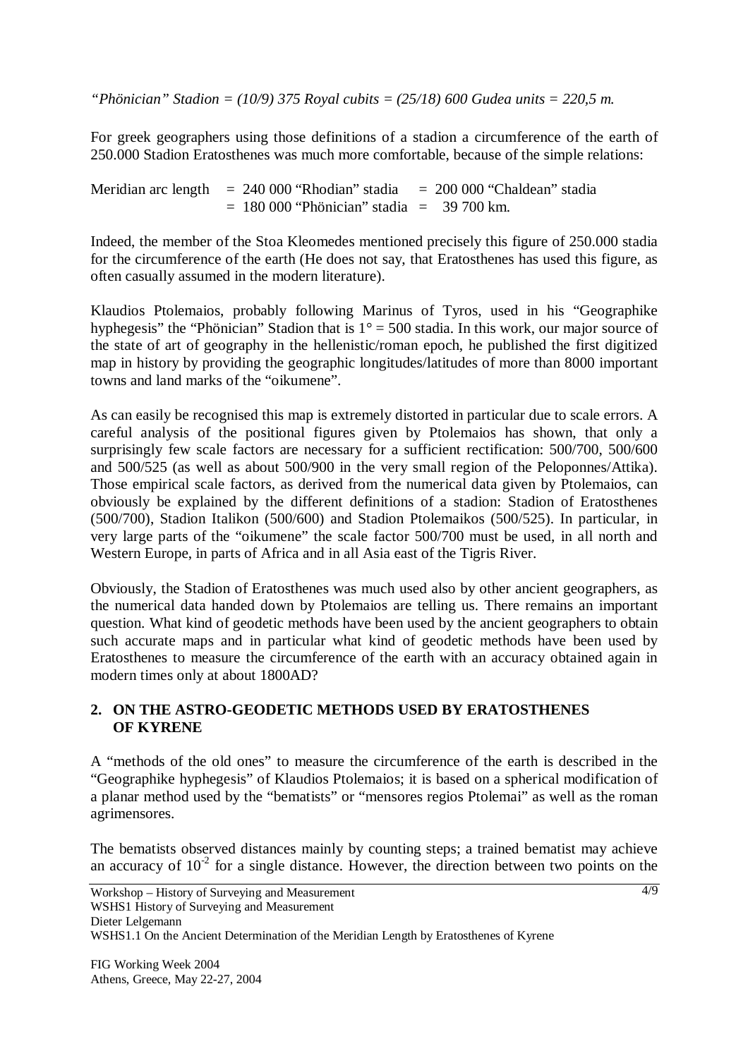*"Phönician" Stadion = (10/9) 375 Royal cubits = (25/18) 600 Gudea units = 220,5 m.*

For greek geographers using those definitions of a stadion a circumference of the earth of 250.000 Stadion Eratosthenes was much more comfortable, because of the simple relations:

Meridian arc length = 240 000 "Rhodian" stadia = 200 000 "Chaldean" stadia
= 180 000 "Phönician" stadia = 39 700 km.

Indeed, the member of the Stoa Kleomedes mentioned precisely this figure of 250.000 stadia for the circumference of the earth (He does not say, that Eratosthenes has used this figure, as often casually assumed in the modern literature).

Klaudios Ptolemaios, probably following Marinus of Tyros, used in his "Geographike hyphegesis" the "Phönician" Stadion that is $1° = 500$ stadia. In this work, our major source of the state of art of geography in the hellenistic/roman epoch, he published the first digitized map in history by providing the geographic longitudes/latitudes of more than 8000 important towns and land marks of the "oikumene".

As can easily be recognised this map is extremely distorted in particular due to scale errors. A careful analysis of the positional figures given by Ptolemaios has shown, that only a surprisingly few scale factors are necessary for a sufficient rectification: 500/700, 500/600 and 500/525 (as well as about 500/900 in the very small region of the Peloponnes/Attika). Those empirical scale factors, as derived from the numerical data given by Ptolemaios, can obviously be explained by the different definitions of a stadion: Stadion of Eratosthenes (500/700), Stadion Italikon (500/600) and Stadion Ptolemaikos (500/525). In particular, in very large parts of the "oikumene" the scale factor 500/700 must be used, in all north and Western Europe, in parts of Africa and in all Asia east of the Tigris River.

Obviously, the Stadion of Eratosthenes was much used also by other ancient geographers, as the numerical data handed down by Ptolemaios are telling us. There remains an important question. What kind of geodetic methods have been used by the ancient geographers to obtain such accurate maps and in particular what kind of geodetic methods have been used by Eratosthenes to measure the circumference of the earth with an accuracy obtained again in modern times only at about 1800AD?

## 2. ON THE ASTRO-GEODETIC METHODS USED BY ERATOSTHENES OF KYRENE

A "methods of the old ones" to measure the circumference of the earth is described in the "Geographike hyphegesis" of Klaudios Ptolemaios; it is based on a spherical modification of a planar method used by the "bematists" or "mensores regios Ptolemai" as well as the roman agrimensores.

The bematists observed distances mainly by counting steps; a trained bematist may achieve an accuracy of $10^{-2}$ for a single distance. However, the direction between two points on the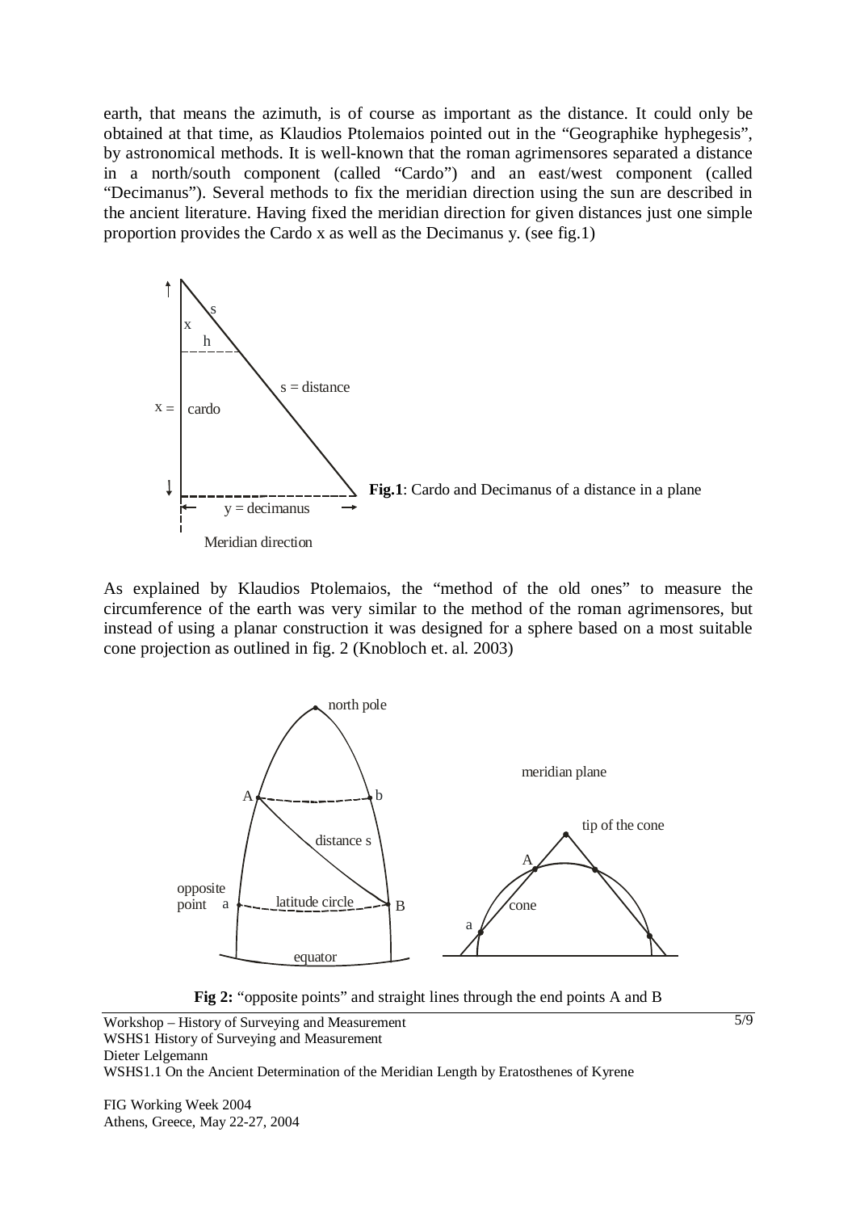earth, that means the azimuth, is of course as important as the distance. It could only be obtained at that time, as Klaudios Ptolemaios pointed out in the "Geographike hyphegesis", by astronomical methods. It is well-known that the roman agrimensores separated a distance in a north/south component (called "Cardo") and an east/west component (called "Decimanus"). Several methods to fix the meridian direction using the sun are described in the ancient literature. Having fixed the meridian direction for given distances just one simple proportion provides the Cardo x as well as the Decimanus y. (see fig.1)

**Fig.1**: Cardo and Decimanus of a distance in a plane

As explained by Klaudios Ptolemaios, the "method of the old ones" to measure the circumference of the earth was very similar to the method of the roman agrimensores, but instead of using a planar construction it was designed for a sphere based on a most suitable cone projection as outlined in fig. 2 (Knobloch et. al. 2003)

**Fig 2:** "opposite points" and straight lines through the end points A and B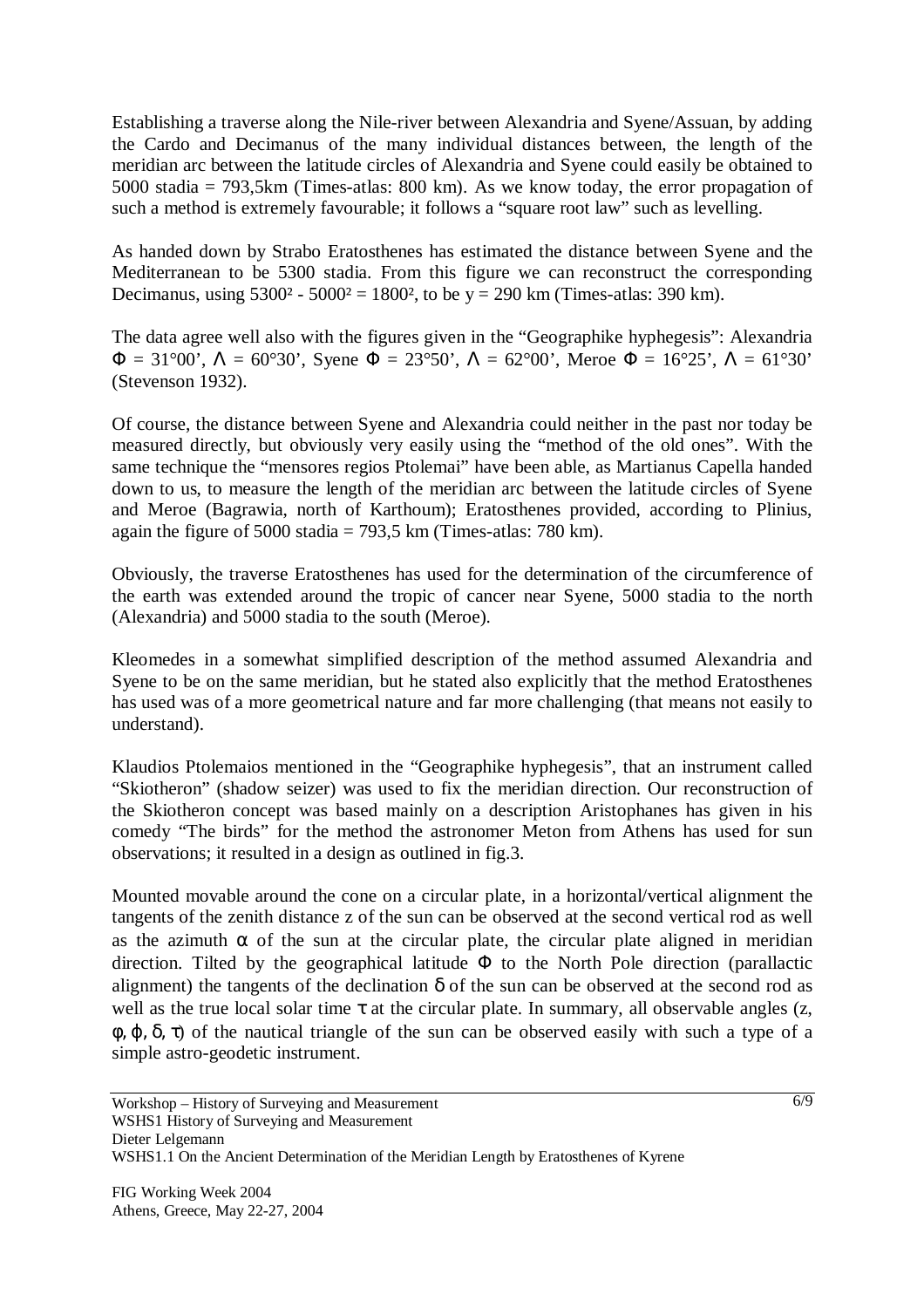Establishing a traverse along the Nile-river between Alexandria and Syene/Assuan, by adding the Cardo and Decimanus of the many individual distances between, the length of the meridian arc between the latitude circles of Alexandria and Syene could easily be obtained to 5000 stadia = 793,5km (Times-atlas: 800 km). As we know today, the error propagation of such a method is extremely favourable; it follows a "square root law" such as levelling.

As handed down by Strabo Eratosthenes has estimated the distance between Syene and the Mediterranean to be 5300 stadia. From this figure we can reconstruct the corresponding Decimanus, using $5300^2 - 5000^2 = 1800^2$, to be $y = 290$ km (Times-atlas: 390 km).

The data agree well also with the figures given in the "Geographike hyphegesis": Alexandria $\Phi = 31°00'$, $\Lambda = 60°30'$, Syene $\Phi = 23°50'$, $\Lambda = 62°00'$, Meroe $\Phi = 16°25'$, $\Lambda = 61°30'$ (Stevenson 1932).

Of course, the distance between Syene and Alexandria could neither in the past nor today be measured directly, but obviously very easily using the "method of the old ones". With the same technique the "mensores regios Ptolemai" have been able, as Martianus Capella handed down to us, to measure the length of the meridian arc between the latitude circles of Syene and Meroe (Bagrawia, north of Karthoum); Eratosthenes provided, according to Plinius, again the figure of 5000 stadia = 793,5 km (Times-atlas: 780 km).

Obviously, the traverse Eratosthenes has used for the determination of the circumference of the earth was extended around the tropic of cancer near Syene, 5000 stadia to the north (Alexandria) and 5000 stadia to the south (Meroe).

Kleomedes in a somewhat simplified description of the method assumed Alexandria and Syene to be on the same meridian, but he stated also explicitly that the method Eratosthenes has used was of a more geometrical nature and far more challenging (that means not easily to understand).

Klaudios Ptolemaios mentioned in the "Geographike hyphegesis", that an instrument called "Skiotheron" (shadow seizer) was used to fix the meridian direction. Our reconstruction of the Skiotheron concept was based mainly on a description Aristophanes has given in his comedy "The birds" for the method the astronomer Meton from Athens has used for sun observations; it resulted in a design as outlined in fig.3.

Mounted movable around the cone on a circular plate, in a horizontal/vertical alignment the tangents of the zenith distance z of the sun can be observed at the second vertical rod as well as the azimuth $\alpha$ of the sun at the circular plate, the circular plate aligned in meridian direction. Tilted by the geographical latitude $\Phi$ to the North Pole direction (parallactic alignment) the tangents of the declination $\delta$ of the sun can be observed at the second rod as well as the true local solar time $\tau$ at the circular plate. In summary, all observable angles ($z$, $\phi$, $\varphi$, $\delta$, $\tau$) of the nautical triangle of the sun can be observed easily with such a type of a simple astro-geodetic instrument.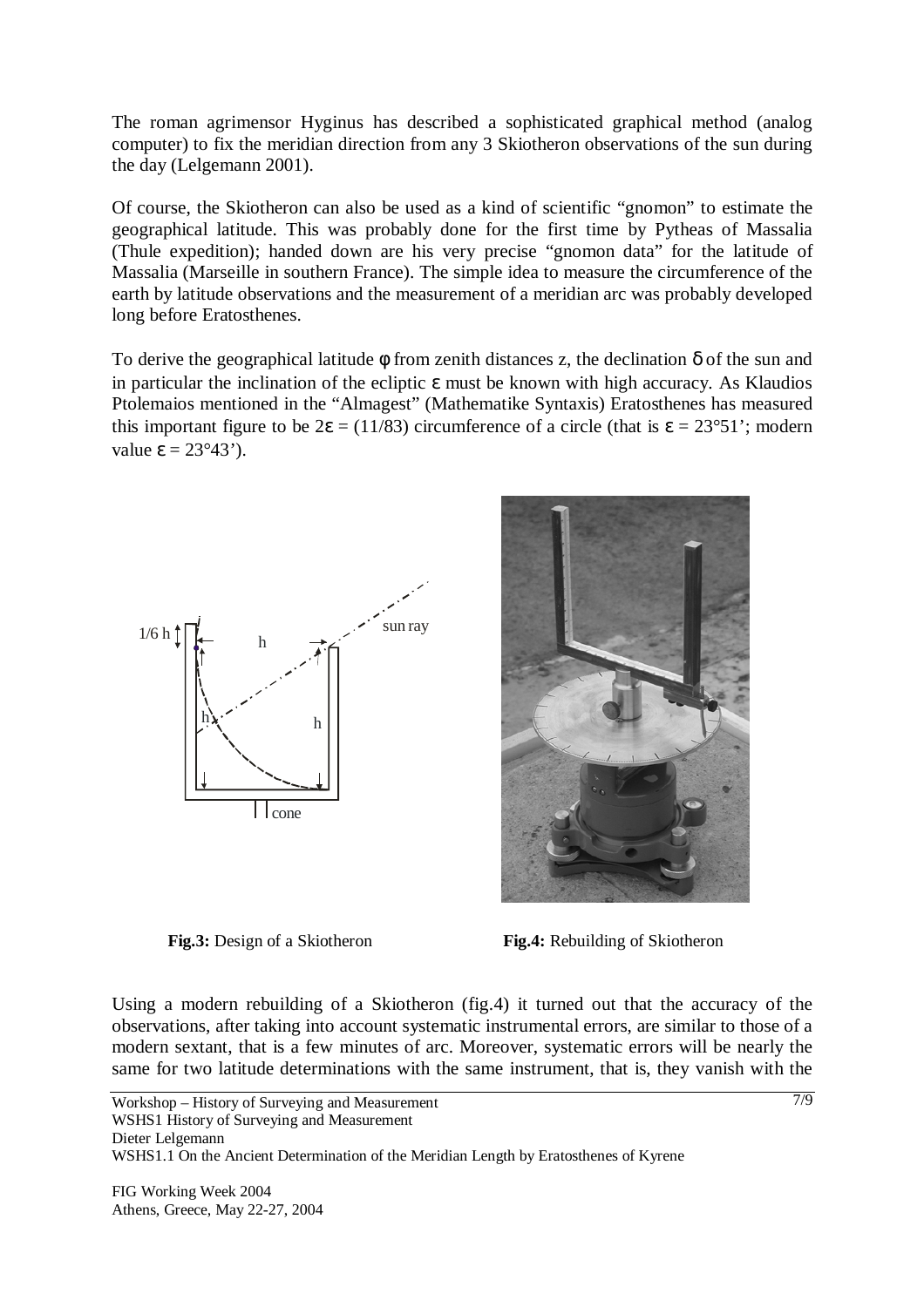The roman agrimensor Hyginus has described a sophisticated graphical method (analog computer) to fix the meridian direction from any 3 Skiotheron observations of the sun during the day (Lelgemann 2001).

Of course, the Skiotheron can also be used as a kind of scientific "gnomon" to estimate the geographical latitude. This was probably done for the first time by Pytheas of Massalia (Thule expedition); handed down are his very precise "gnomon data" for the latitude of Massalia (Marseille in southern France). The simple idea to measure the circumference of the earth by latitude observations and the measurement of a meridian arc was probably developed long before Eratosthenes.

To derive the geographical latitude $\phi$ from zenith distances z, the declination $\delta$ of the sun and in particular the inclination of the ecliptic $\varepsilon$ must be known with high accuracy. As Klaudios Ptolemaios mentioned in the "Almagest" (Mathematike Syntaxis) Eratosthenes has measured this important figure to be $2\varepsilon = (11/83)$ circumference of a circle (that is $\varepsilon = 23°51'$; modern value $\varepsilon = 23°43'$).

**Fig.3:** Design of a Skiotheron

**Fig.4:** Rebuilding of Skiotheron

Using a modern rebuilding of a Skiotheron (fig.4) it turned out that the accuracy of the observations, after taking into account systematic instrumental errors, are similar to those of a modern sextant, that is a few minutes of arc. Moreover, systematic errors will be nearly the same for two latitude determinations with the same instrument, that is, they vanish with the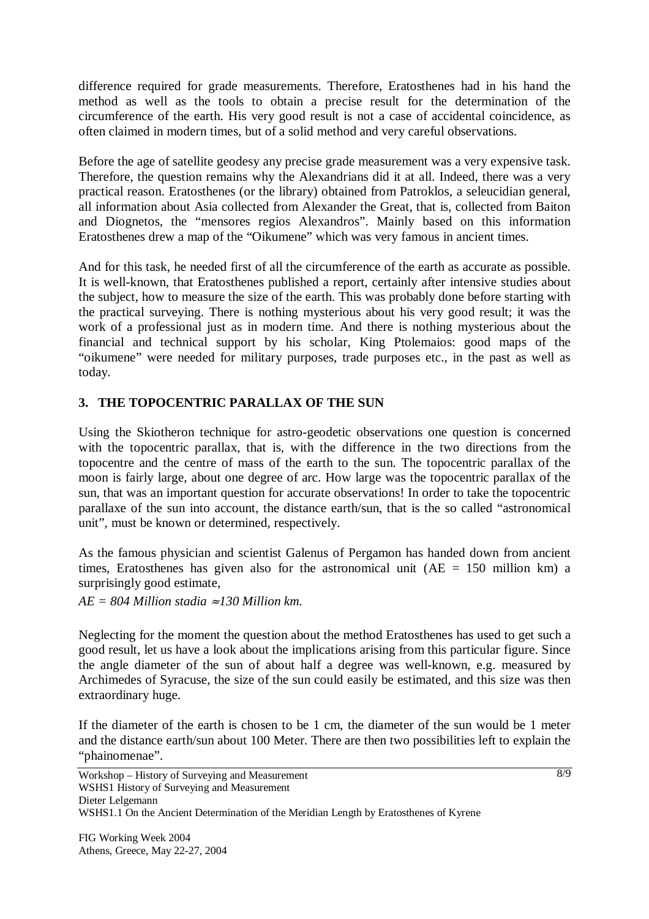difference required for grade measurements. Therefore, Eratosthenes had in his hand the method as well as the tools to obtain a precise result for the determination of the circumference of the earth. His very good result is not a case of accidental coincidence, as often claimed in modern times, but of a solid method and very careful observations.

Before the age of satellite geodesy any precise grade measurement was a very expensive task. Therefore, the question remains why the Alexandrians did it at all. Indeed, there was a very practical reason. Eratosthenes (or the library) obtained from Patroklos, a seleucidian general, all information about Asia collected from Alexander the Great, that is, collected from Baiton and Diognetos, the "mensores regios Alexandros". Mainly based on this information Eratosthenes drew a map of the "Oikumene" which was very famous in ancient times.

And for this task, he needed first of all the circumference of the earth as accurate as possible. It is well-known, that Eratosthenes published a report, certainly after intensive studies about the subject, how to measure the size of the earth. This was probably done before starting with the practical surveying. There is nothing mysterious about his very good result; it was the work of a professional just as in modern time. And there is nothing mysterious about the financial and technical support by his scholar, King Ptolemaios: good maps of the "oikumene" were needed for military purposes, trade purposes etc., in the past as well as today.

## 3. THE TOPOCENTRIC PARALLAX OF THE SUN

Using the Skiotheron technique for astro-geodetic observations one question is concerned with the topocentric parallax, that is, with the difference in the two directions from the topocentre and the centre of mass of the earth to the sun. The topocentric parallax of the moon is fairly large, about one degree of arc. How large was the topocentric parallax of the sun, that was an important question for accurate observations! In order to take the topocentric parallaxe of the sun into account, the distance earth/sun, that is the so called "astronomical unit", must be known or determined, respectively.

As the famous physician and scientist Galenus of Pergamon has handed down from ancient times, Eratosthenes has given also for the astronomical unit (AE = 150 million km) a surprisingly good estimate,

*AE = 804 Million stadia* $\approx$ *130 Million km.*

Neglecting for the moment the question about the method Eratosthenes has used to get such a good result, let us have a look about the implications arising from this particular figure. Since the angle diameter of the sun of about half a degree was well-known, e.g. measured by Archimedes of Syracuse, the size of the sun could easily be estimated, and this size was then extraordinary huge.

If the diameter of the earth is chosen to be 1 cm, the diameter of the sun would be 1 meter and the distance earth/sun about 100 Meter. There are then two possibilities left to explain the "phainomenae".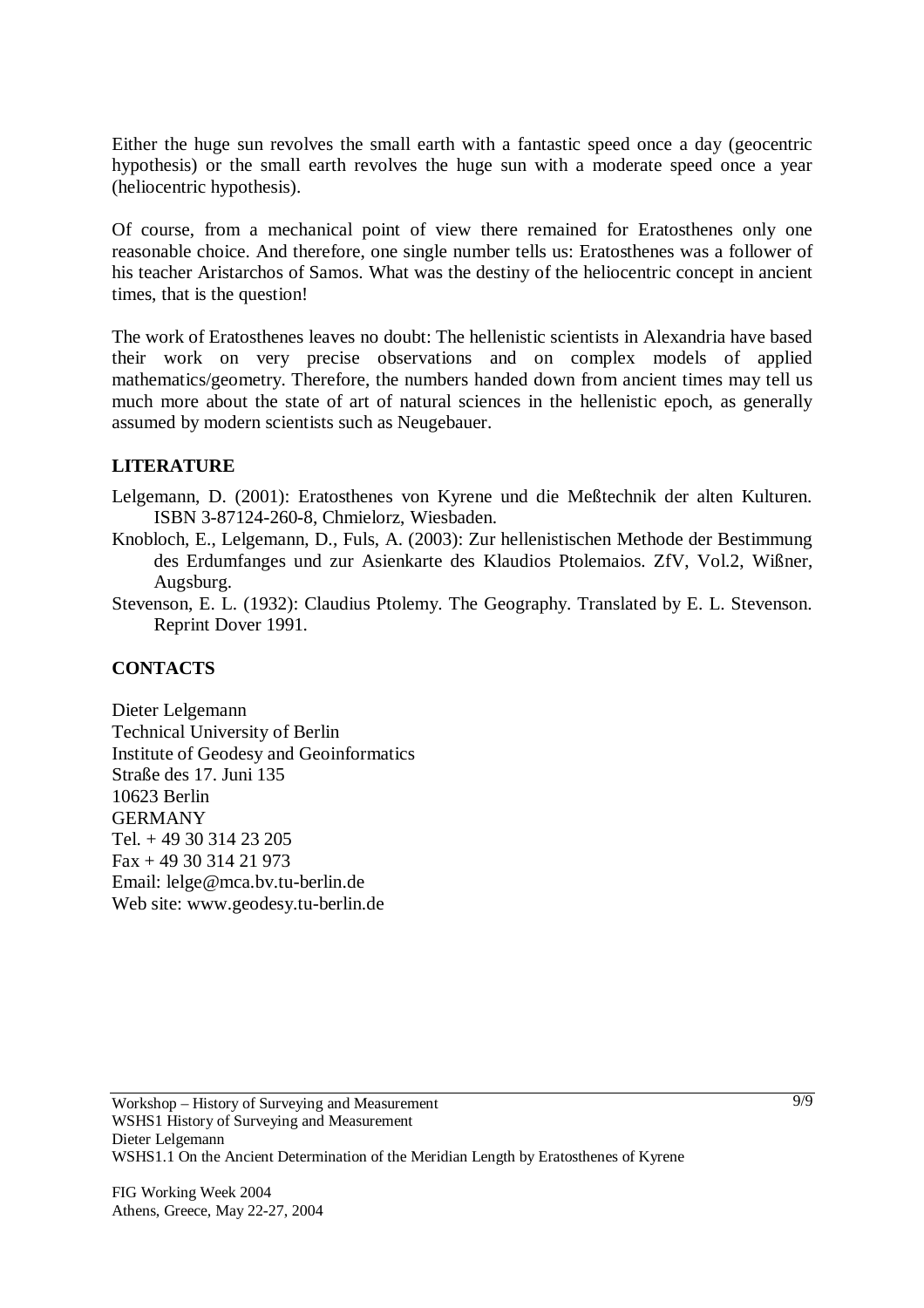Either the huge sun revolves the small earth with a fantastic speed once a day (geocentric hypothesis) or the small earth revolves the huge sun with a moderate speed once a year (heliocentric hypothesis).

Of course, from a mechanical point of view there remained for Eratosthenes only one reasonable choice. And therefore, one single number tells us: Eratosthenes was a follower of his teacher Aristarchos of Samos. What was the destiny of the heliocentric concept in ancient times, that is the question!

The work of Eratosthenes leaves no doubt: The hellenistic scientists in Alexandria have based their work on very precise observations and on complex models of applied mathematics/geometry. Therefore, the numbers handed down from ancient times may tell us much more about the state of art of natural sciences in the hellenistic epoch, as generally assumed by modern scientists such as Neugebauer.

## LITERATURE

Lelgemann, D. (2001): Eratosthenes von Kyrene und die Meßtechnik der alten Kulturen. ISBN 3-87124-260-8, Chmielorz, Wiesbaden.

Knobloch, E., Lelgemann, D., Fuls, A. (2003): Zur hellenistischen Methode der Bestimmung des Erdumfanges und zur Asienkarte des Klaudios Ptolemaios. ZfV, Vol.2, Wißner, Augsburg.

Stevenson, E. L. (1932): Claudius Ptolemy. The Geography. Translated by E. L. Stevenson. Reprint Dover 1991.

## CONTACTS

Dieter Lelgemann  
Technical University of Berlin  
Institute of Geodesy and Geoinformatics  
Straße des 17. Juni 135  
10623 Berlin  
GERMANY  
Tel. + 49 30 314 23 205  
Fax + 49 30 314 21 973  
Email: lelge@mca.bv.tu-berlin.de  
Web site: www.geodesy.tu-berlin.de